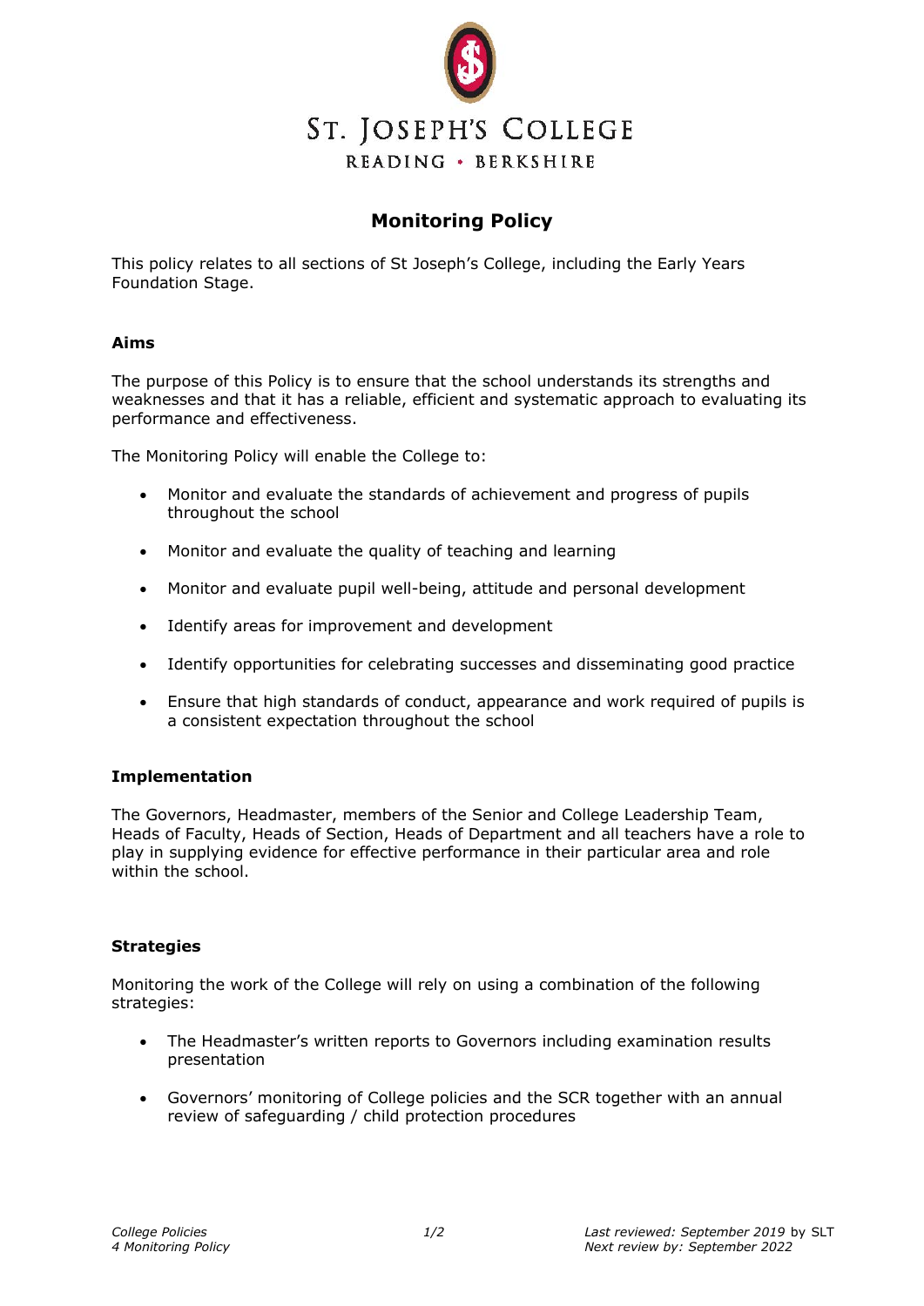ST. JOSEPH'S COLLEGE

READING • BERKSHIRE

# Monitoring Policy

This policy relates to all sections of St Joseph's College, including the Early Years Foundation Stage.

### Aims

The purpose of this Policy is to ensure that the school understands its strengths and weaknesses and that it has a reliable, efficient and systematic approach to evaluating its performance and effectiveness.

The Monitoring Policy will enable the College to:

- Monitor and evaluate the standards of achievement and progress of pupils throughout the school
- Monitor and evaluate the quality of teaching and learning
- Monitor and evaluate pupil well-being, attitude and personal development
- Identify areas for improvement and development
- Identify opportunities for celebrating successes and disseminating good practice
- Ensure that high standards of conduct, appearance and work required of pupils is a consistent expectation throughout the school

### Implementation

The Governors, Headmaster, members of the Senior and College Leadership Team, Heads of Faculty, Heads of Section, Heads of Department and all teachers have a role to play in supplying evidence for effective performance in their particular area and role within the school.

### Strategies

Monitoring the work of the College will rely on using a combination of the following strategies:

- The Headmaster's written reports to Governors including examination results presentation
- Governors' monitoring of College policies and the SCR together with an annual review of safeguarding / child protection procedures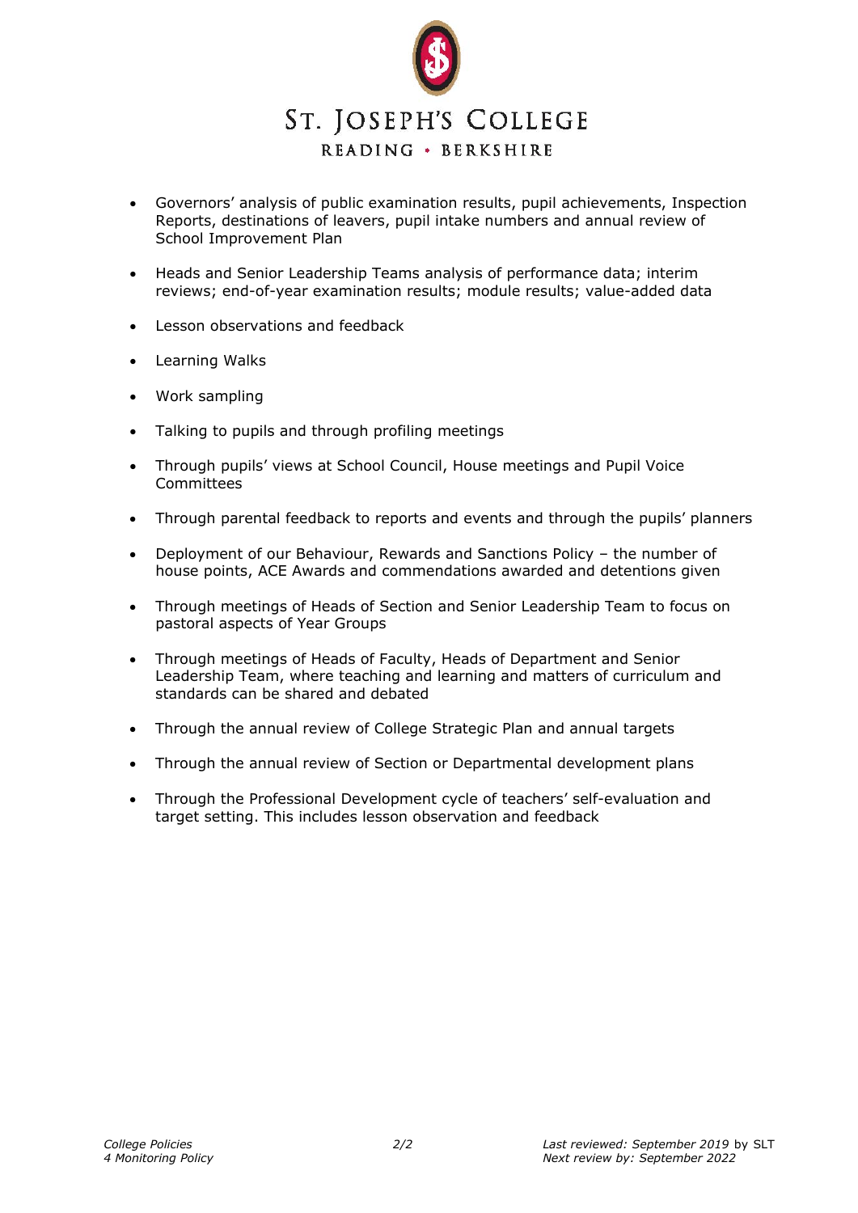- Governors' analysis of public examination results, pupil achievements, Inspection Reports, destinations of leavers, pupil intake numbers and annual review of School Improvement Plan
- Heads and Senior Leadership Teams analysis of performance data; interim reviews; end-of-year examination results; module results; value-added data
- Lesson observations and feedback
- Learning Walks
- Work sampling
- Talking to pupils and through profiling meetings
- Through pupils' views at School Council, House meetings and Pupil Voice Committees
- Through parental feedback to reports and events and through the pupils' planners
- Deployment of our Behaviour, Rewards and Sanctions Policy – the number of house points, ACE Awards and commendations awarded and detentions given
- Through meetings of Heads of Section and Senior Leadership Team to focus on pastoral aspects of Year Groups
- Through meetings of Heads of Faculty, Heads of Department and Senior Leadership Team, where teaching and learning and matters of curriculum and standards can be shared and debated
- Through the annual review of College Strategic Plan and annual targets
- Through the annual review of Section or Departmental development plans
- Through the Professional Development cycle of teachers' self-evaluation and target setting. This includes lesson observation and feedback